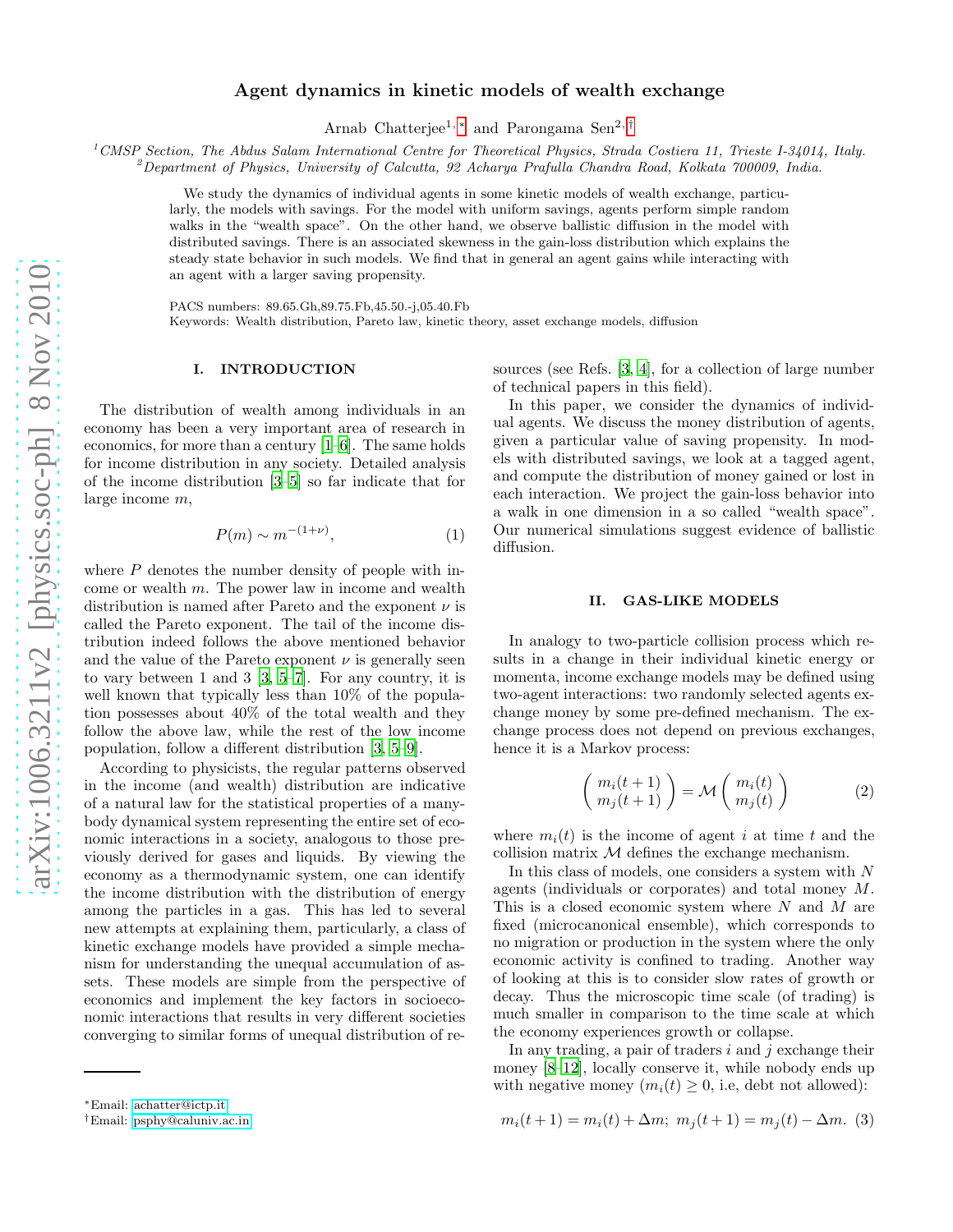# Agent dynamics in kinetic models of wealth exchange

Arnab Chatterjee[1,*] and Parongama Sen[2,†]

[1]*CMSP Section, The Abdus Salam International Centre for Theoretical Physics, Strada Costiera 11, Trieste I-34014, Italy.*
[2]*Department of Physics, University of Calcutta, 92 Acharya Prafulla Chandra Road, Kolkata 700009, India.*

We study the dynamics of individual agents in some kinetic models of wealth exchange, particularly, the models with savings. For the model with uniform savings, agents perform simple random walks in the "wealth space". On the other hand, we observe ballistic diffusion in the model with distributed savings. There is an associated skewness in the gain-loss distribution which explains the steady state behavior in such models. We find that in general an agent gains while interacting with an agent with a larger saving propensity.

PACS numbers: 89.65.Gh,89.75.Fb,45.50.-j,05.40.Fb
Keywords: Wealth distribution, Pareto law, kinetic theory, asset exchange models, diffusion

## I. INTRODUCTION

The distribution of wealth among individuals in an economy has been a very important area of research in economics, for more than a century [1–6]. The same holds for income distribution in any society. Detailed analysis of the income distribution [3–5] so far indicate that for large income $m$,

$$P(m) \sim m^{-(1+\nu)}, \tag{1}$$

where $P$ denotes the number density of people with income or wealth $m$. The power law in income and wealth distribution is named after Pareto and the exponent $\nu$ is called the Pareto exponent. The tail of the income distribution indeed follows the above mentioned behavior and the value of the Pareto exponent $\nu$ is generally seen to vary between 1 and 3 [3, 5–7]. For any country, it is well known that typically less than 10% of the population possesses about 40% of the total wealth and they follow the above law, while the rest of the low income population, follow a different distribution [3, 5–9].

According to physicists, the regular patterns observed in the income (and wealth) distribution are indicative of a natural law for the statistical properties of a many-body dynamical system representing the entire set of economic interactions in a society, analogous to those previously derived for gases and liquids. By viewing the economy as a thermodynamic system, one can identify the income distribution with the distribution of energy among the particles in a gas. This has led to several new attempts at explaining them, particularly, a class of kinetic exchange models have provided a simple mechanism for understanding the unequal accumulation of assets. These models are simple from the perspective of economics and implement the key factors in socioeconomic interactions that results in very different societies converging to similar forms of unequal distribution of resources (see Refs. [3, 4], for a collection of large number of technical papers in this field).

In this paper, we consider the dynamics of individual agents. We discuss the money distribution of agents, given a particular value of saving propensity. In models with distributed savings, we look at a tagged agent, and compute the distribution of money gained or lost in each interaction. We project the gain-loss behavior into a walk in one dimension in a so called "wealth space". Our numerical simulations suggest evidence of ballistic diffusion.

## II. GAS-LIKE MODELS

In analogy to two-particle collision process which results in a change in their individual kinetic energy or momenta, income exchange models may be defined using two-agent interactions: two randomly selected agents exchange money by some pre-defined mechanism. The exchange process does not depend on previous exchanges, hence it is a Markov process:

$$\begin{pmatrix} m_i(t+1) \\ m_j(t+1) \end{pmatrix} = \mathcal{M} \begin{pmatrix} m_i(t) \\ m_j(t) \end{pmatrix} \tag{2}$$

where $m_i(t)$ is the income of agent $i$ at time $t$ and the collision matrix $\mathcal{M}$ defines the exchange mechanism.

In this class of models, one considers a system with $N$ agents (individuals or corporates) and total money $M$. This is a closed economic system where $N$ and $M$ are fixed (microcanonical ensemble), which corresponds to no migration or production in the system where the only economic activity is confined to trading. Another way of looking at this is to consider slow rates of growth or decay. Thus the microscopic time scale (of trading) is much smaller in comparison to the time scale at which the economy experiences growth or collapse.

In any trading, a pair of traders $i$ and $j$ exchange their money [8–12], locally conserve it, while nobody ends up with negative money ($m_i(t) \geq 0$, i.e, debt not allowed):

$$m_i(t+1) = m_i(t) + \Delta m; \; m_j(t+1) = m_j(t) - \Delta m. \tag{3}$$

*Email: achatter@ictp.it
†Email: psphy@caluniv.ac.in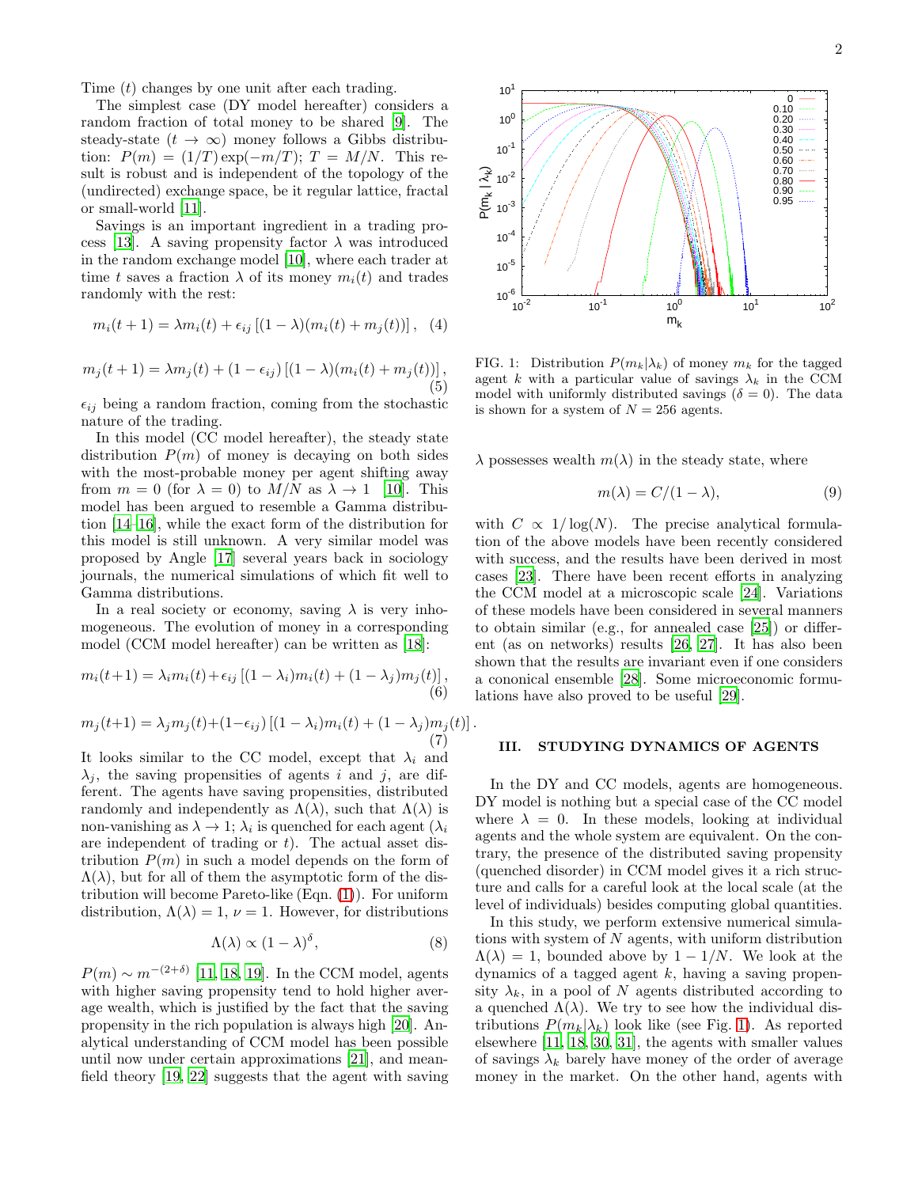Time ($t$) changes by one unit after each trading.

The simplest case (DY model hereafter) considers a random fraction of total money to be shared [9]. The steady-state ($t \to \infty$) money follows a Gibbs distribution: $P(m) = (1/T)\exp(-m/T)$; $T = M/N$. This result is robust and is independent of the topology of the (undirected) exchange space, be it regular lattice, fractal or small-world [11].

Savings is an important ingredient in a trading process [13]. A saving propensity factor $\lambda$ was introduced in the random exchange model [10], where each trader at time $t$ saves a fraction $\lambda$ of its money $m_i(t)$ and trades randomly with the rest:

$$m_i(t+1) = \lambda m_i(t) + \epsilon_{ij}\left[(1-\lambda)(m_i(t)+m_j(t))\right], \quad (4)$$

$$m_j(t+1) = \lambda m_j(t) + (1-\epsilon_{ij})\left[(1-\lambda)(m_i(t)+m_j(t))\right], \quad (5)$$

$\epsilon_{ij}$ being a random fraction, coming from the stochastic nature of the trading.

In this model (CC model hereafter), the steady state distribution $P(m)$ of money is decaying on both sides with the most-probable money per agent shifting away from $m = 0$ (for $\lambda = 0$) to $M/N$ as $\lambda \to 1$ [10]. This model has been argued to resemble a Gamma distribution [14–16], while the exact form of the distribution for this model is still unknown. A very similar model was proposed by Angle [17] several years back in sociology journals, the numerical simulations of which fit well to Gamma distributions.

In a real society or economy, saving $\lambda$ is very inhomogeneous. The evolution of money in a corresponding model (CCM model hereafter) can be written as [18]:

$$m_i(t+1) = \lambda_i m_i(t) + \epsilon_{ij}\left[(1-\lambda_i)m_i(t) + (1-\lambda_j)m_j(t)\right], \quad (6)$$

$$m_j(t+1) = \lambda_j m_j(t) + (1-\epsilon_{ij})\left[(1-\lambda_i)m_i(t) + (1-\lambda_j)m_j(t)\right]. \quad (7)$$

It looks similar to the CC model, except that $\lambda_i$ and $\lambda_j$, the saving propensities of agents $i$ and $j$, are different. The agents have saving propensities, distributed randomly and independently as $\Lambda(\lambda)$, such that $\Lambda(\lambda)$ is non-vanishing as $\lambda \to 1$; $\lambda_i$ is quenched for each agent ($\lambda_i$ are independent of trading or $t$). The actual asset distribution $P(m)$ in such a model depends on the form of $\Lambda(\lambda)$, but for all of them the asymptotic form of the distribution will become Pareto-like (Eqn. (1)). For uniform distribution, $\Lambda(\lambda) = 1$, $\nu = 1$. However, for distributions

$$\Lambda(\lambda) \propto (1-\lambda)^{\delta}, \quad (8)$$

$P(m) \sim m^{-(2+\delta)}$ [11, 18, 19]. In the CCM model, agents with higher saving propensity tend to hold higher average wealth, which is justified by the fact that the saving propensity in the rich population is always high [20]. Analytical understanding of CCM model has been possible until now under certain approximations [21], and mean-field theory [19, 22] suggests that the agent with saving $\lambda$ possesses wealth $m(\lambda)$ in the steady state, where

$$m(\lambda) = C/(1-\lambda), \quad (9)$$

with $C \propto 1/\log(N)$. The precise analytical formulation of the above models have been recently considered with success, and the results have been derived in most cases [23]. There have been recent efforts in analyzing the CCM model at a microscopic scale [24]. Variations of these models have been considered in several manners to obtain similar (e.g., for annealed case [25]) or different (as on networks) results [26, 27]. It has also been shown that the results are invariant even if one considers a cononical ensemble [28]. Some microeconomic formulations have also proved to be useful [29].

FIG. 1: Distribution $P(m_k|\lambda_k)$ of money $m_k$ for the tagged agent $k$ with a particular value of savings $\lambda_k$ in the CCM model with uniformly distributed savings ($\delta = 0$). The data is shown for a system of $N = 256$ agents.

## III. STUDYING DYNAMICS OF AGENTS

In the DY and CC models, agents are homogeneous. DY model is nothing but a special case of the CC model where $\lambda = 0$. In these models, looking at individual agents and the whole system are equivalent. On the contrary, the presence of the distributed saving propensity (quenched disorder) in CCM model gives it a rich structure and calls for a careful look at the local scale (at the level of individuals) besides computing global quantities.

In this study, we perform extensive numerical simulations with system of $N$ agents, with uniform distribution $\Lambda(\lambda) = 1$, bounded above by $1 - 1/N$. We look at the dynamics of a tagged agent $k$, having a saving propensity $\lambda_k$, in a pool of $N$ agents distributed according to a quenched $\Lambda(\lambda)$. We try to see how the individual distributions $P(m_k|\lambda_k)$ look like (see Fig. 1). As reported elsewhere [11, 18, 30, 31], the agents with smaller values of savings $\lambda_k$ barely have money of the order of average money in the market. On the other hand, agents with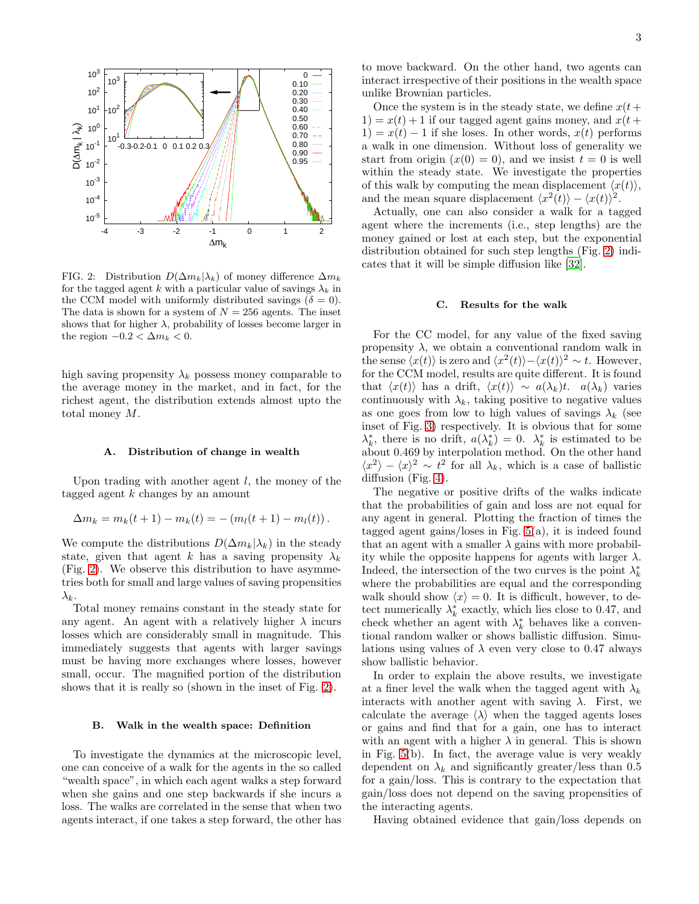FIG. 2: Distribution $D(\Delta m_k|\lambda_k)$ of money difference $\Delta m_k$ for the tagged agent $k$ with a particular value of savings $\lambda_k$ in the CCM model with uniformly distributed savings ($\delta = 0$). The data is shown for a system of $N = 256$ agents. The inset shows that for higher $\lambda$, probability of losses become larger in the region $-0.2 < \Delta m_k < 0$.

high saving propensity $\lambda_k$ possess money comparable to the average money in the market, and in fact, for the richest agent, the distribution extends almost upto the total money $M$.

### A. Distribution of change in wealth

Upon trading with another agent $l$, the money of the tagged agent $k$ changes by an amount

$$\Delta m_k = m_k(t+1) - m_k(t) = -(m_l(t+1) - m_l(t)).$$

We compute the distributions $D(\Delta m_k|\lambda_k)$ in the steady state, given that agent $k$ has a saving propensity $\lambda_k$ (Fig. 2). We observe this distribution to have asymmetries both for small and large values of saving propensities $\lambda_k$.

Total money remains constant in the steady state for any agent. An agent with a relatively higher $\lambda$ incurs losses which are considerably small in magnitude. This immediately suggests that agents with larger savings must be having more exchanges where losses, however small, occur. The magnified portion of the distribution shows that it is really so (shown in the inset of Fig. 2).

### B. Walk in the wealth space: Definition

To investigate the dynamics at the microscopic level, one can conceive of a walk for the agents in the so called "wealth space", in which each agent walks a step forward when she gains and one step backwards if she incurs a loss. The walks are correlated in the sense that when two agents interact, if one takes a step forward, the other has to move backward. On the other hand, two agents can interact irrespective of their positions in the wealth space unlike Brownian particles.

Once the system is in the steady state, we define $x(t+1) = x(t) + 1$ if our tagged agent gains money, and $x(t+1) = x(t) - 1$ if she loses. In other words, $x(t)$ performs a walk in one dimension. Without loss of generality we start from origin ($x(0) = 0$), and we insist $t = 0$ is well within the steady state. We investigate the properties of this walk by computing the mean displacement $\langle x(t)\rangle$, and the mean square displacement $\langle x^2(t)\rangle - \langle x(t)\rangle^2$.

Actually, one can also consider a walk for a tagged agent where the increments (i.e., step lengths) are the money gained or lost at each step, but the exponential distribution obtained for such step lengths (Fig. 2) indicates that it will be simple diffusion like [32].

### C. Results for the walk

For the CC model, for any value of the fixed saving propensity $\lambda$, we obtain a conventional random walk in the sense $\langle x(t)\rangle$ is zero and $\langle x^2(t)\rangle - \langle x(t)\rangle^2 \sim t$. However, for the CCM model, results are quite different. It is found that $\langle x(t)\rangle$ has a drift, $\langle x(t)\rangle \sim a(\lambda_k)t$. $a(\lambda_k)$ varies continuously with $\lambda_k$, taking positive to negative values as one goes from low to high values of savings $\lambda_k$ (see inset of Fig. 3) respectively. It is obvious that for some $\lambda_k^*$, there is no drift, $a(\lambda_k^*) = 0$. $\lambda_k^*$ is estimated to be about 0.469 by interpolation method. On the other hand $\langle x^2\rangle - \langle x\rangle^2 \sim t^2$ for all $\lambda_k$, which is a case of ballistic diffusion (Fig. 4).

The negative or positive drifts of the walks indicate that the probabilities of gain and loss are not equal for any agent in general. Plotting the fraction of times the tagged agent gains/loses in Fig. 5(a), it is indeed found that an agent with a smaller $\lambda$ gains with more probability while the opposite happens for agents with larger $\lambda$. Indeed, the intersection of the two curves is the point $\lambda_k^*$ where the probabilities are equal and the corresponding walk should show $\langle x\rangle = 0$. It is difficult, however, to detect numerically $\lambda_k^*$ exactly, which lies close to 0.47, and check whether an agent with $\lambda_k^*$ behaves like a conventional random walker or shows ballistic diffusion. Simulations using values of $\lambda$ even very close to 0.47 always show ballistic behavior.

In order to explain the above results, we investigate at a finer level the walk when the tagged agent with $\lambda_k$ interacts with another agent with saving $\lambda$. First, we calculate the average $\langle\lambda\rangle$ when the tagged agents loses or gains and find that for a gain, one has to interact with an agent with a higher $\lambda$ in general. This is shown in Fig. 5(b). In fact, the average value is very weakly dependent on $\lambda_k$ and significantly greater/less than 0.5 for a gain/loss. This is contrary to the expectation that gain/loss does not depend on the saving propensities of the interacting agents.

Having obtained evidence that gain/loss depends on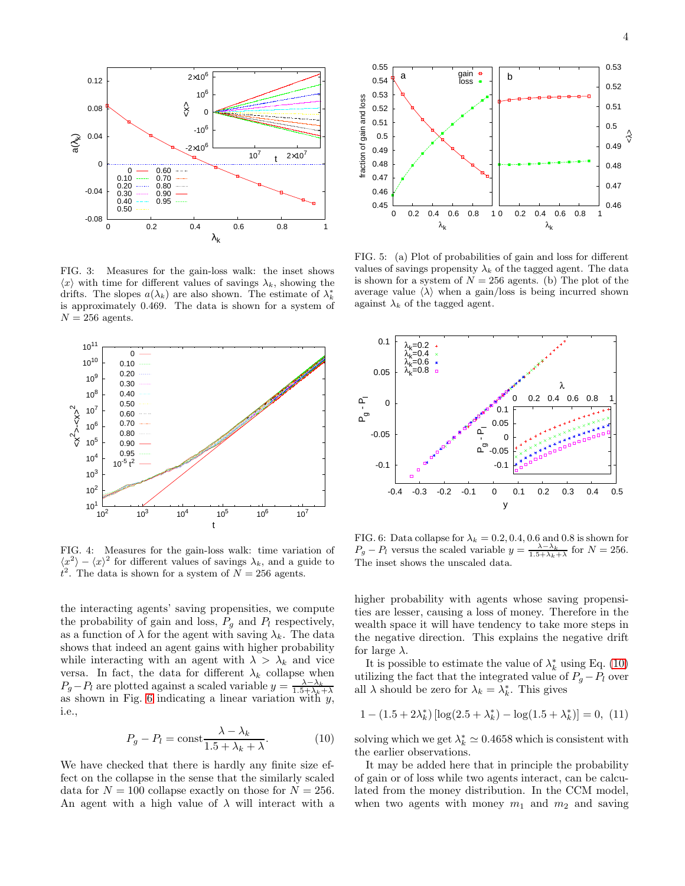FIG. 3: Measures for the gain-loss walk: the inset shows $\langle x \rangle$ with time for different values of savings $\lambda_k$, showing the drifts. The slopes $a(\lambda_k)$ are also shown. The estimate of $\lambda_k^*$ is approximately 0.469. The data is shown for a system of $N = 256$ agents.

FIG. 4: Measures for the gain-loss walk: time variation of $\langle x^2 \rangle - \langle x \rangle^2$ for different values of savings $\lambda_k$, and a guide to $t^2$. The data is shown for a system of $N = 256$ agents.

FIG. 5: (a) Plot of probabilities of gain and loss for different values of savings propensity $\lambda_k$ of the tagged agent. The data is shown for a system of $N = 256$ agents. (b) The plot of the average value $\langle \lambda \rangle$ when a gain/loss is being incurred shown against $\lambda_k$ of the tagged agent.

FIG. 6: Data collapse for $\lambda_k = 0.2, 0.4, 0.6$ and $0.8$ is shown for $P_g - P_l$ versus the scaled variable $y = \frac{\lambda - \lambda_k}{1.5+\lambda_k+\lambda}$ for $N = 256$. The inset shows the unscaled data.

the interacting agents' saving propensities, we compute the probability of gain and loss, $P_g$ and $P_l$ respectively, as a function of $\lambda$ for the agent with saving $\lambda_k$. The data shows that indeed an agent gains with higher probability while interacting with an agent with $\lambda > \lambda_k$ and vice versa. In fact, the data for different $\lambda_k$ collapse when $P_g - P_l$ are plotted against a scaled variable $y = \frac{\lambda - \lambda_k}{1.5+\lambda_k+\lambda}$ as shown in Fig. 6 indicating a linear variation with $y$, i.e.,

$$P_g - P_l = \text{const}\frac{\lambda - \lambda_k}{1.5 + \lambda_k + \lambda}. \qquad (10)$$

We have checked that there is hardly any finite size effect on the collapse in the sense that the similarly scaled data for $N = 100$ collapse exactly on those for $N = 256$. An agent with a high value of $\lambda$ will interact with a higher probability with agents whose saving propensities are lesser, causing a loss of money. Therefore in the wealth space it will have tendency to take more steps in the negative direction. This explains the negative drift for large $\lambda$.

It is possible to estimate the value of $\lambda_k^*$ using Eq. (10) utilizing the fact that the integrated value of $P_g - P_l$ over all $\lambda$ should be zero for $\lambda_k = \lambda_k^*$. This gives

$$1 - (1.5 + 2\lambda_k^*)\left[\log(2.5 + \lambda_k^*) - \log(1.5 + \lambda_k^*)\right] = 0, \quad (11)$$

solving which we get $\lambda_k^* \simeq 0.4658$ which is consistent with the earlier observations.

It may be added here that in principle the probability of gain or of loss while two agents interact, can be calculated from the money distribution. In the CCM model, when two agents with money $m_1$ and $m_2$ and saving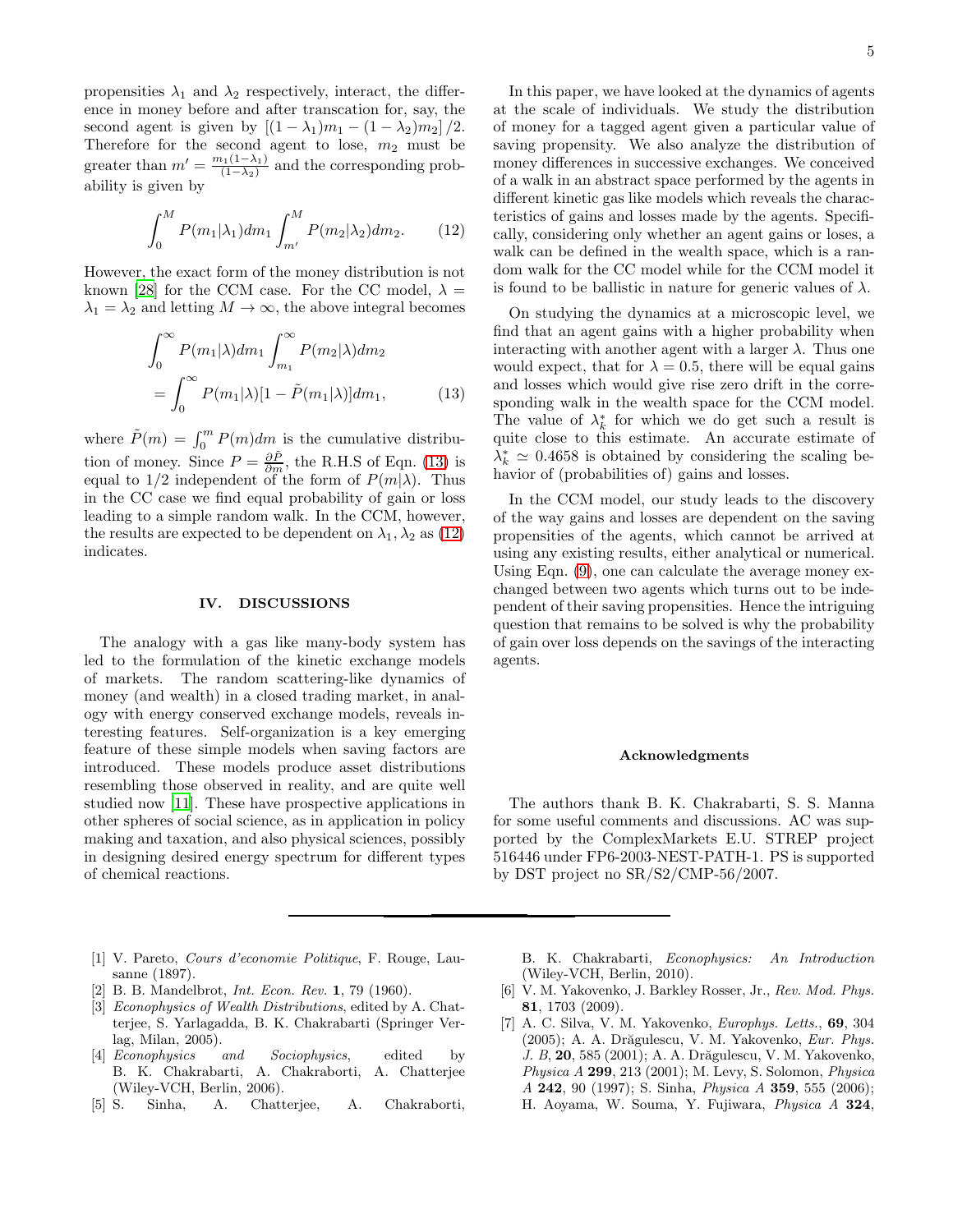propensities $\lambda_1$ and $\lambda_2$ respectively, interact, the difference in money before and after transcation for, say, the second agent is given by $[(1-\lambda_1)m_1 - (1-\lambda_2)m_2]/2$. Therefore for the second agent to lose, $m_2$ must be greater than $m' = \frac{m_1(1-\lambda_1)}{(1-\lambda_2)}$ and the corresponding probability is given by

$$\int_0^M P(m_1|\lambda_1)dm_1 \int_{m'}^M P(m_2|\lambda_2)dm_2. \quad (12)$$

However, the exact form of the money distribution is not known [28] for the CCM case. For the CC model, $\lambda = \lambda_1 = \lambda_2$ and letting $M \to \infty$, the above integral becomes

$$\int_0^\infty P(m_1|\lambda)dm_1 \int_{m_1}^\infty P(m_2|\lambda)dm_2 = \int_0^\infty P(m_1|\lambda)[1 - \tilde{P}(m_1|\lambda)]dm_1, \quad (13)$$

where $\tilde{P}(m) = \int_0^m P(m)dm$ is the cumulative distribution of money. Since $P = \frac{\partial \tilde{P}}{\partial m}$, the R.H.S of Eqn. (13) is equal to 1/2 independent of the form of $P(m|\lambda)$. Thus in the CC case we find equal probability of gain or loss leading to a simple random walk. In the CCM, however, the results are expected to be dependent on $\lambda_1, \lambda_2$ as (12) indicates.

## IV. DISCUSSIONS

The analogy with a gas like many-body system has led to the formulation of the kinetic exchange models of markets. The random scattering-like dynamics of money (and wealth) in a closed trading market, in analogy with energy conserved exchange models, reveals interesting features. Self-organization is a key emerging feature of these simple models when saving factors are introduced. These models produce asset distributions resembling those observed in reality, and are quite well studied now [11]. These have prospective applications in other spheres of social science, as in application in policy making and taxation, and also physical sciences, possibly in designing desired energy spectrum for different types of chemical reactions.

In this paper, we have looked at the dynamics of agents at the scale of individuals. We study the distribution of money for a tagged agent given a particular value of saving propensity. We also analyze the distribution of money differences in successive exchanges. We conceived of a walk in an abstract space performed by the agents in different kinetic gas like models which reveals the characteristics of gains and losses made by the agents. Specifically, considering only whether an agent gains or loses, a walk can be defined in the wealth space, which is a random walk for the CC model while for the CCM model it is found to be ballistic in nature for generic values of $\lambda$.

On studying the dynamics at a microscopic level, we find that an agent gains with a higher probability when interacting with another agent with a larger $\lambda$. Thus one would expect, that for $\lambda = 0.5$, there will be equal gains and losses which would give rise zero drift in the corresponding walk in the wealth space for the CCM model. The value of $\lambda_k^*$ for which we do get such a result is quite close to this estimate. An accurate estimate of $\lambda_k^* \simeq 0.4658$ is obtained by considering the scaling behavior of (probabilities of) gains and losses.

In the CCM model, our study leads to the discovery of the way gains and losses are dependent on the saving propensities of the agents, which cannot be arrived at using any existing results, either analytical or numerical. Using Eqn. (9), one can calculate the average money exchanged between two agents which turns out to be independent of their saving propensities. Hence the intriguing question that remains to be solved is why the probability of gain over loss depends on the savings of the interacting agents.

### Acknowledgments

The authors thank B. K. Chakrabarti, S. S. Manna for some useful comments and discussions. AC was supported by the ComplexMarkets E.U. STREP project 516446 under FP6-2003-NEST-PATH-1. PS is supported by DST project no SR/S2/CMP-56/2007.

---

[1] V. Pareto, *Cours d'economie Politique*, F. Rouge, Lausanne (1897).
[2] B. B. Mandelbrot, *Int. Econ. Rev.* **1**, 79 (1960).
[3] *Econophysics of Wealth Distributions*, edited by A. Chatterjee, S. Yarlagadda, B. K. Chakrabarti (Springer Verlag, Milan, 2005).
[4] *Econophysics and Sociophysics*, edited by B. K. Chakrabarti, A. Chakraborti, A. Chatterjee (Wiley-VCH, Berlin, 2006).
[5] S. Sinha, A. Chatterjee, A. Chakraborti, B. K. Chakrabarti, *Econophysics: An Introduction* (Wiley-VCH, Berlin, 2010).
[6] V. M. Yakovenko, J. Barkley Rosser, Jr., *Rev. Mod. Phys.* **81**, 1703 (2009).
[7] A. C. Silva, V. M. Yakovenko, *Europhys. Letts.*, **69**, 304 (2005); A. A. Drăgulescu, V. M. Yakovenko, *Eur. Phys. J. B*, **20**, 585 (2001); A. A. Drăgulescu, V. M. Yakovenko, *Physica A* **299**, 213 (2001); M. Levy, S. Solomon, *Physica A* **242**, 90 (1997); S. Sinha, *Physica A* **359**, 555 (2006); H. Aoyama, W. Souma, Y. Fujiwara, *Physica A* **324**,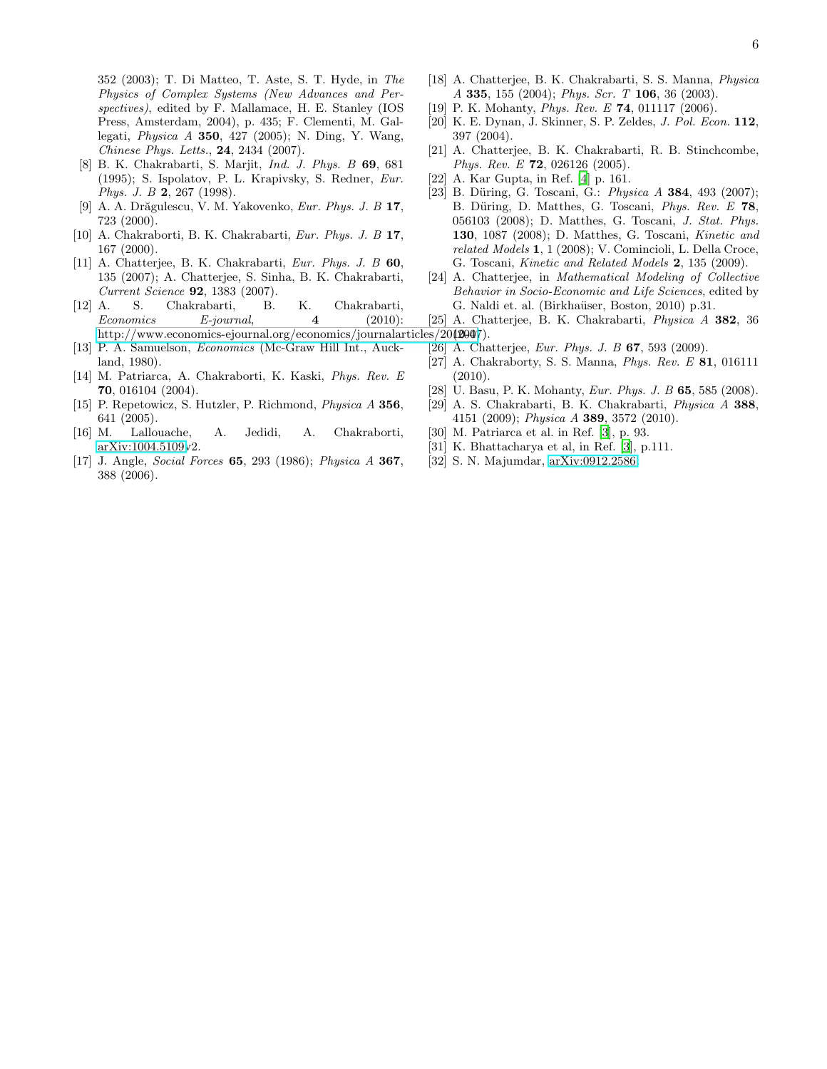352 (2003); T. Di Matteo, T. Aste, S. T. Hyde, in *The Physics of Complex Systems (New Advances and Perspectives)*, edited by F. Mallamace, H. E. Stanley (IOS Press, Amsterdam, 2004), p. 435; F. Clementi, M. Gallegati, *Physica A* **350**, 427 (2005); N. Ding, Y. Wang, *Chinese Phys. Letts.*, **24**, 2434 (2007).

[8] B. K. Chakrabarti, S. Marjit, *Ind. J. Phys. B* **69**, 681 (1995); S. Ispolatov, P. L. Krapivsky, S. Redner, *Eur. Phys. J. B* **2**, 267 (1998).

[9] A. A. Drăgulescu, V. M. Yakovenko, *Eur. Phys. J. B* **17**, 723 (2000).

[10] A. Chakraborti, B. K. Chakrabarti, *Eur. Phys. J. B* **17**, 167 (2000).

[11] A. Chatterjee, B. K. Chakrabarti, *Eur. Phys. J. B* **60**, 135 (2007); A. Chatterjee, S. Sinha, B. K. Chakrabarti, *Current Science* **92**, 1383 (2007).

[12] A. S. Chakrabarti, B. K. Chakrabarti, *Economics E-journal*, **4** (2010): http://www.economics-ejournal.org/economics/journalarticles/2010-4

[13] P. A. Samuelson, *Economics* (Mc-Graw Hill Int., Auckland, 1980).

[14] M. Patriarca, A. Chakraborti, K. Kaski, *Phys. Rev. E* **70**, 016104 (2004).

[15] P. Repetowicz, S. Hutzler, P. Richmond, *Physica A* **356**, 641 (2005).

[16] M. Lallouache, A. Jedidi, A. Chakraborti, arXiv:1004.5109v2.

[17] J. Angle, *Social Forces* **65**, 293 (1986); *Physica A* **367**, 388 (2006).

[18] A. Chatterjee, B. K. Chakrabarti, S. S. Manna, *Physica A* **335**, 155 (2004); *Phys. Scr. T* **106**, 36 (2003).

[19] P. K. Mohanty, *Phys. Rev. E* **74**, 011117 (2006).

[20] K. E. Dynan, J. Skinner, S. P. Zeldes, *J. Pol. Econ.* **112**, 397 (2004).

[21] A. Chatterjee, B. K. Chakrabarti, R. B. Stinchcombe, *Phys. Rev. E* **72**, 026126 (2005).

[22] A. Kar Gupta, in Ref. [4] p. 161.

[23] B. Düring, G. Toscani, G.: *Physica A* **384**, 493 (2007); B. Düring, D. Matthes, G. Toscani, *Phys. Rev. E* **78**, 056103 (2008); D. Matthes, G. Toscani, *J. Stat. Phys.* **130**, 1087 (2008); D. Matthes, G. Toscani, *Kinetic and related Models* **1**, 1 (2008); V. Comincioli, L. Della Croce, G. Toscani, *Kinetic and Related Models* **2**, 135 (2009).

[24] A. Chatterjee, in *Mathematical Modeling of Collective Behavior in Socio-Economic and Life Sciences*, edited by G. Naldi et. al. (Birkhaüser, Boston, 2010) p.31.

[25] A. Chatterjee, B. K. Chakrabarti, *Physica A* **382**, 36 (2007).

[26] A. Chatterjee, *Eur. Phys. J. B* **67**, 593 (2009).

[27] A. Chakraborty, S. S. Manna, *Phys. Rev. E* **81**, 016111 (2010).

[28] U. Basu, P. K. Mohanty, *Eur. Phys. J. B* **65**, 585 (2008).

[29] A. S. Chakrabarti, B. K. Chakrabarti, *Physica A* **388**, 4151 (2009); *Physica A* **389**, 3572 (2010).

[30] M. Patriarca et al. in Ref. [3], p. 93.

[31] K. Bhattacharya et al, in Ref. [3], p.111.

[32] S. N. Majumdar, arXiv:0912.2586.